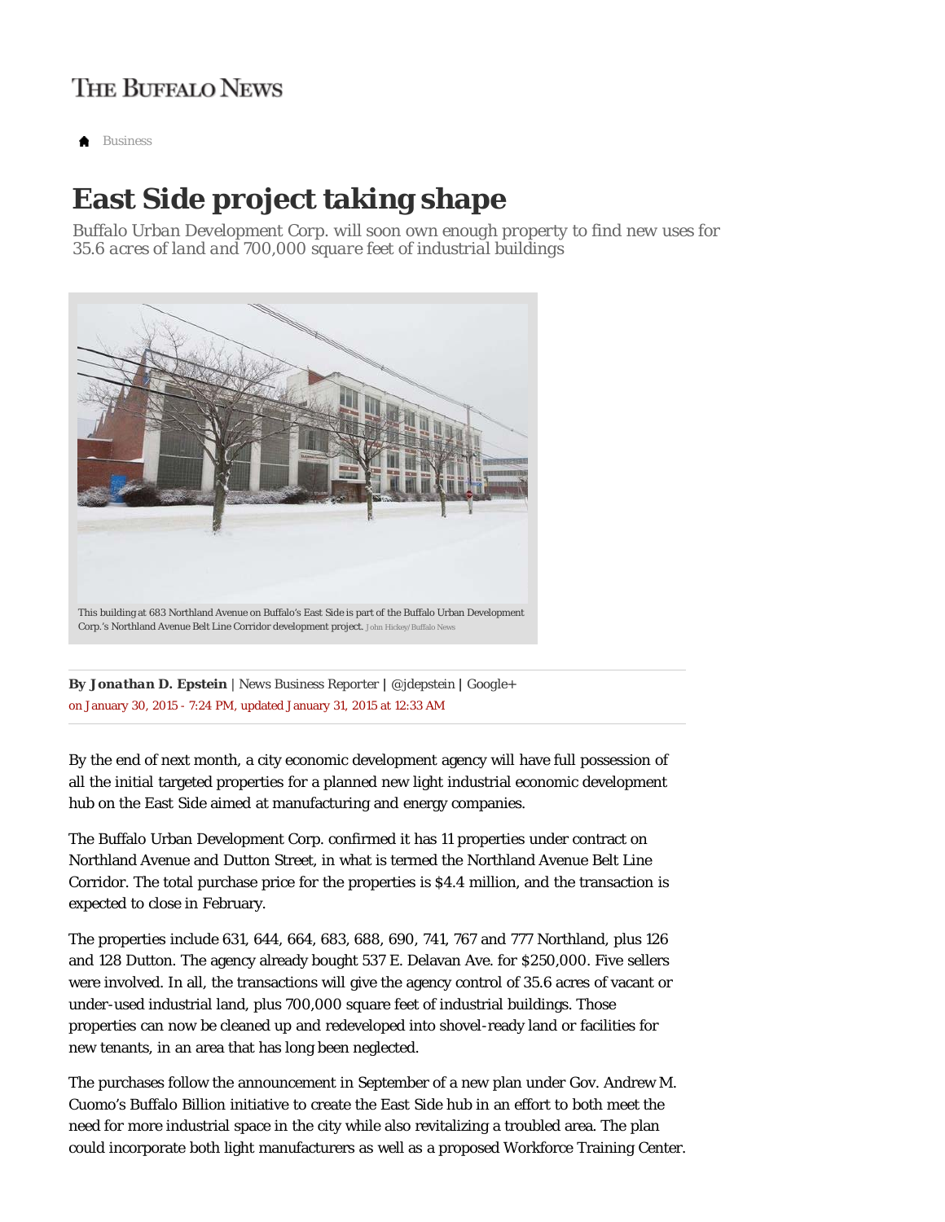THE BUFFALO NEWS

Business

# East Side project taking shape

*Buffalo Urban Development Corp. will soon own enough property to find new uses for 35.6 acres of land and 700,000 square feet of industrial buildings*

This building at 683 Northland Avenue on Buffalo's East Side is part of the Buffalo Urban Development Corp.'s Northland Avenue Belt Line Corridor development project. John Hickey/Buffalo News

**By *Jonathan D. Epstein*** | News Business Reporter | @jdepstein | Google+
on January 30, 2015 - 7:24 PM, updated January 31, 2015 at 12:33 AM

By the end of next month, a city economic development agency will have full possession of all the initial targeted properties for a planned new light industrial economic development hub on the East Side aimed at manufacturing and energy companies.

The Buffalo Urban Development Corp. confirmed it has 11 properties under contract on Northland Avenue and Dutton Street, in what is termed the Northland Avenue Belt Line Corridor. The total purchase price for the properties is $4.4 million, and the transaction is expected to close in February.

The properties include 631, 644, 664, 683, 688, 690, 741, 767 and 777 Northland, plus 126 and 128 Dutton. The agency already bought 537 E. Delavan Ave. for $250,000. Five sellers were involved. In all, the transactions will give the agency control of 35.6 acres of vacant or under-used industrial land, plus 700,000 square feet of industrial buildings. Those properties can now be cleaned up and redeveloped into shovel-ready land or facilities for new tenants, in an area that has long been neglected.

The purchases follow the announcement in September of a new plan under Gov. Andrew M. Cuomo's Buffalo Billion initiative to create the East Side hub in an effort to both meet the need for more industrial space in the city while also revitalizing a troubled area. The plan could incorporate both light manufacturers as well as a proposed Workforce Training Center.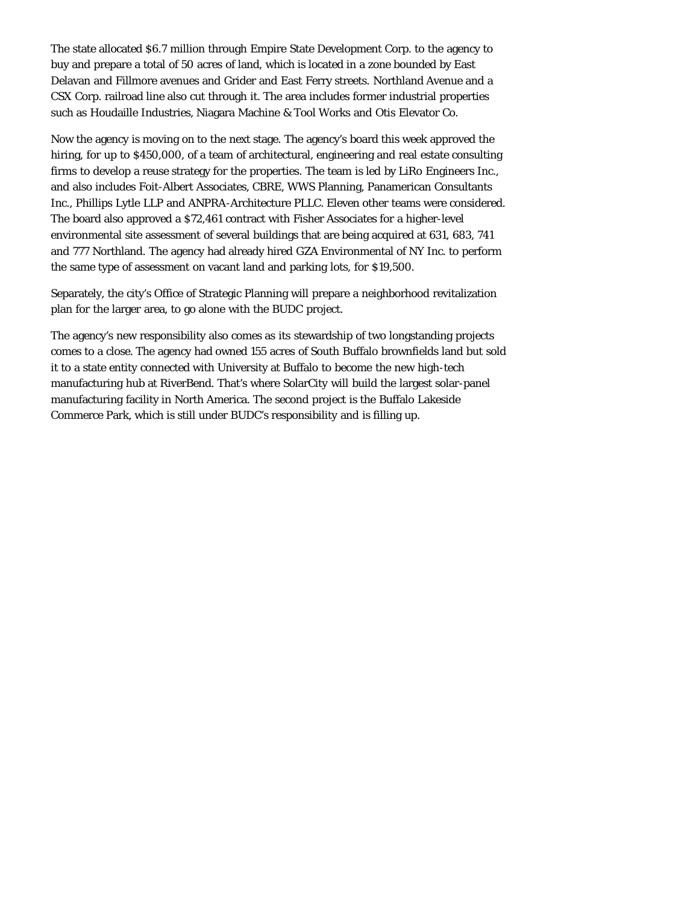The state allocated $6.7 million through Empire State Development Corp. to the agency to buy and prepare a total of 50 acres of land, which is located in a zone bounded by East Delavan and Fillmore avenues and Grider and East Ferry streets. Northland Avenue and a CSX Corp. railroad line also cut through it. The area includes former industrial properties such as Houdaille Industries, Niagara Machine & Tool Works and Otis Elevator Co.

Now the agency is moving on to the next stage. The agency's board this week approved the hiring, for up to $450,000, of a team of architectural, engineering and real estate consulting firms to develop a reuse strategy for the properties. The team is led by LiRo Engineers Inc., and also includes Foit-Albert Associates, CBRE, WWS Planning, Panamerican Consultants Inc., Phillips Lytle LLP and ANPRA-Architecture PLLC. Eleven other teams were considered. The board also approved a $72,461 contract with Fisher Associates for a higher-level environmental site assessment of several buildings that are being acquired at 631, 683, 741 and 777 Northland. The agency had already hired GZA Environmental of NY Inc. to perform the same type of assessment on vacant land and parking lots, for $19,500.

Separately, the city's Office of Strategic Planning will prepare a neighborhood revitalization plan for the larger area, to go alone with the BUDC project.

The agency's new responsibility also comes as its stewardship of two longstanding projects comes to a close. The agency had owned 155 acres of South Buffalo brownfields land but sold it to a state entity connected with University at Buffalo to become the new high-tech manufacturing hub at RiverBend. That's where SolarCity will build the largest solar-panel manufacturing facility in North America. The second project is the Buffalo Lakeside Commerce Park, which is still under BUDC's responsibility and is filling up.